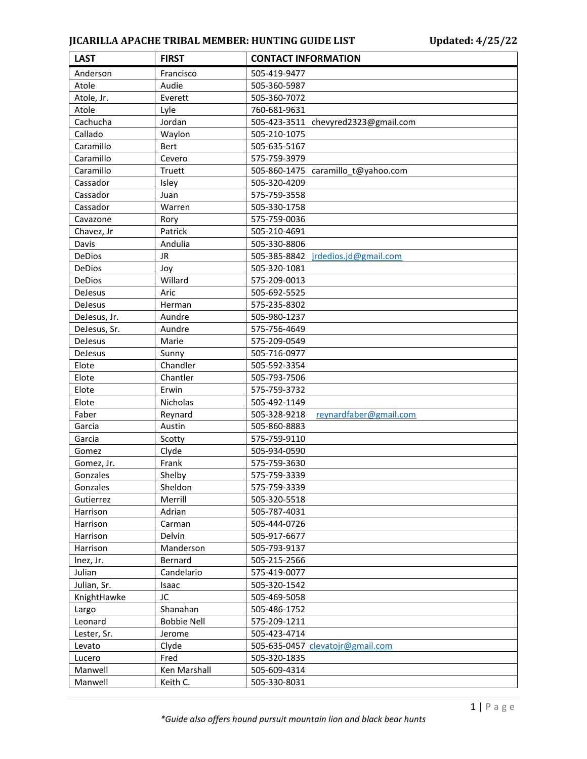**JICARILLA APACHE TRIBAL MEMBER: HUNTING GUIDE LIST** **Updated: 4/25/22**

| LAST | FIRST | CONTACT INFORMATION |
|---|---|---|
| Anderson | Francisco | 505-419-9477 |
| Atole | Audie | 505-360-5987 |
| Atole, Jr. | Everett | 505-360-7072 |
| Atole | Lyle | 760-681-9631 |
| Cachucha | Jordan | 505-423-3511 chevyred2323@gmail.com |
| Callado | Waylon | 505-210-1075 |
| Caramillo | Bert | 505-635-5167 |
| Caramillo | Cevero | 575-759-3979 |
| Caramillo | Truett | 505-860-1475 caramillo_t@yahoo.com |
| Cassador | Isley | 505-320-4209 |
| Cassador | Juan | 575-759-3558 |
| Cassador | Warren | 505-330-1758 |
| Cavazone | Rory | 575-759-0036 |
| Chavez, Jr | Patrick | 505-210-4691 |
| Davis | Andulia | 505-330-8806 |
| DeDios | JR | 505-385-8842 jrdedios.jd@gmail.com |
| DeDios | Joy | 505-320-1081 |
| DeDios | Willard | 575-209-0013 |
| DeJesus | Aric | 505-692-5525 |
| DeJesus | Herman | 575-235-8302 |
| DeJesus, Jr. | Aundre | 505-980-1237 |
| DeJesus, Sr. | Aundre | 575-756-4649 |
| DeJesus | Marie | 575-209-0549 |
| DeJesus | Sunny | 505-716-0977 |
| Elote | Chandler | 505-592-3354 |
| Elote | Chantler | 505-793-7506 |
| Elote | Erwin | 575-759-3732 |
| Elote | Nicholas | 505-492-1149 |
| Faber | Reynard | 505-328-9218 reynardfaber@gmail.com |
| Garcia | Austin | 505-860-8883 |
| Garcia | Scotty | 575-759-9110 |
| Gomez | Clyde | 505-934-0590 |
| Gomez, Jr. | Frank | 575-759-3630 |
| Gonzales | Shelby | 575-759-3339 |
| Gonzales | Sheldon | 575-759-3339 |
| Gutierrez | Merrill | 505-320-5518 |
| Harrison | Adrian | 505-787-4031 |
| Harrison | Carman | 505-444-0726 |
| Harrison | Delvin | 505-917-6677 |
| Harrison | Manderson | 505-793-9137 |
| Inez, Jr. | Bernard | 505-215-2566 |
| Julian | Candelario | 575-419-0077 |
| Julian, Sr. | Isaac | 505-320-1542 |
| KnightHawke | JC | 505-469-5058 |
| Largo | Shanahan | 505-486-1752 |
| Leonard | Bobbie Nell | 575-209-1211 |
| Lester, Sr. | Jerome | 505-423-4714 |
| Levato | Clyde | 505-635-0457 clevatojr@gmail.com |
| Lucero | Fred | 505-320-1835 |
| Manwell | Ken Marshall | 505-609-4314 |
| Manwell | Keith C. | 505-330-8031 |

*\*Guide also offers hound pursuit mountain lion and black bear hunts*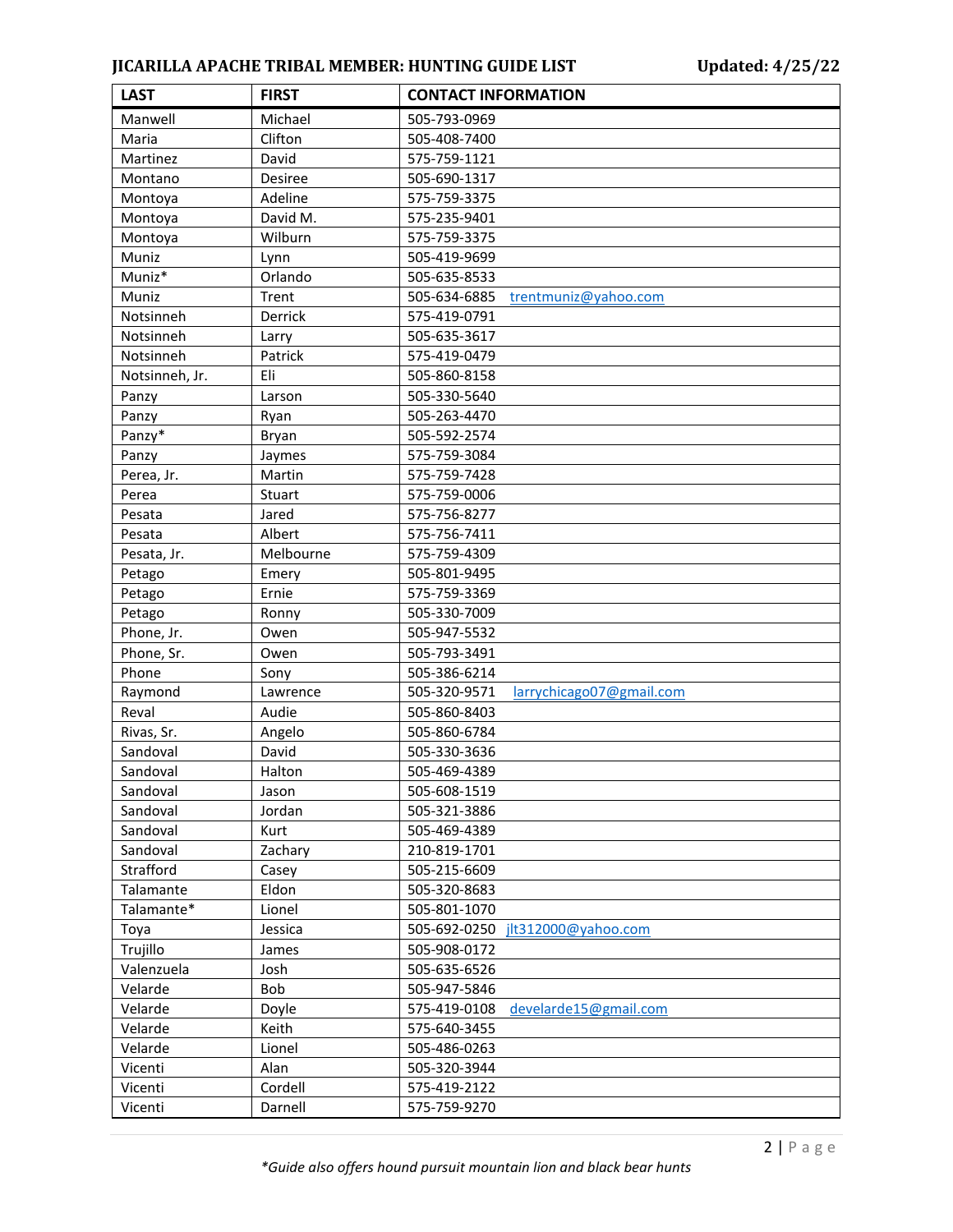| LAST | FIRST | CONTACT INFORMATION |
| --- | --- | --- |
| Manwell | Michael | 505-793-0969 |
| Maria | Clifton | 505-408-7400 |
| Martinez | David | 575-759-1121 |
| Montano | Desiree | 505-690-1317 |
| Montoya | Adeline | 575-759-3375 |
| Montoya | David M. | 575-235-9401 |
| Montoya | Wilburn | 575-759-3375 |
| Muniz | Lynn | 505-419-9699 |
| Muniz* | Orlando | 505-635-8533 |
| Muniz | Trent | 505-634-6885 trentmuniz@yahoo.com |
| Notsinneh | Derrick | 575-419-0791 |
| Notsinneh | Larry | 505-635-3617 |
| Notsinneh | Patrick | 575-419-0479 |
| Notsinneh, Jr. | Eli | 505-860-8158 |
| Panzy | Larson | 505-330-5640 |
| Panzy | Ryan | 505-263-4470 |
| Panzy* | Bryan | 505-592-2574 |
| Panzy | Jaymes | 575-759-3084 |
| Perea, Jr. | Martin | 575-759-7428 |
| Perea | Stuart | 575-759-0006 |
| Pesata | Jared | 575-756-8277 |
| Pesata | Albert | 575-756-7411 |
| Pesata, Jr. | Melbourne | 575-759-4309 |
| Petago | Emery | 505-801-9495 |
| Petago | Ernie | 575-759-3369 |
| Petago | Ronny | 505-330-7009 |
| Phone, Jr. | Owen | 505-947-5532 |
| Phone, Sr. | Owen | 505-793-3491 |
| Phone | Sony | 505-386-6214 |
| Raymond | Lawrence | 505-320-9571 larrychicago07@gmail.com |
| Reval | Audie | 505-860-8403 |
| Rivas, Sr. | Angelo | 505-860-6784 |
| Sandoval | David | 505-330-3636 |
| Sandoval | Halton | 505-469-4389 |
| Sandoval | Jason | 505-608-1519 |
| Sandoval | Jordan | 505-321-3886 |
| Sandoval | Kurt | 505-469-4389 |
| Sandoval | Zachary | 210-819-1701 |
| Strafford | Casey | 505-215-6609 |
| Talamante | Eldon | 505-320-8683 |
| Talamante* | Lionel | 505-801-1070 |
| Toya | Jessica | 505-692-0250 jlt312000@yahoo.com |
| Trujillo | James | 505-908-0172 |
| Valenzuela | Josh | 505-635-6526 |
| Velarde | Bob | 505-947-5846 |
| Velarde | Doyle | 575-419-0108 develarde15@gmail.com |
| Velarde | Keith | 575-640-3455 |
| Velarde | Lionel | 505-486-0263 |
| Vicenti | Alan | 505-320-3944 |
| Vicenti | Cordell | 575-419-2122 |
| Vicenti | Darnell | 575-759-9270 |

*\*Guide also offers hound pursuit mountain lion and black bear hunts*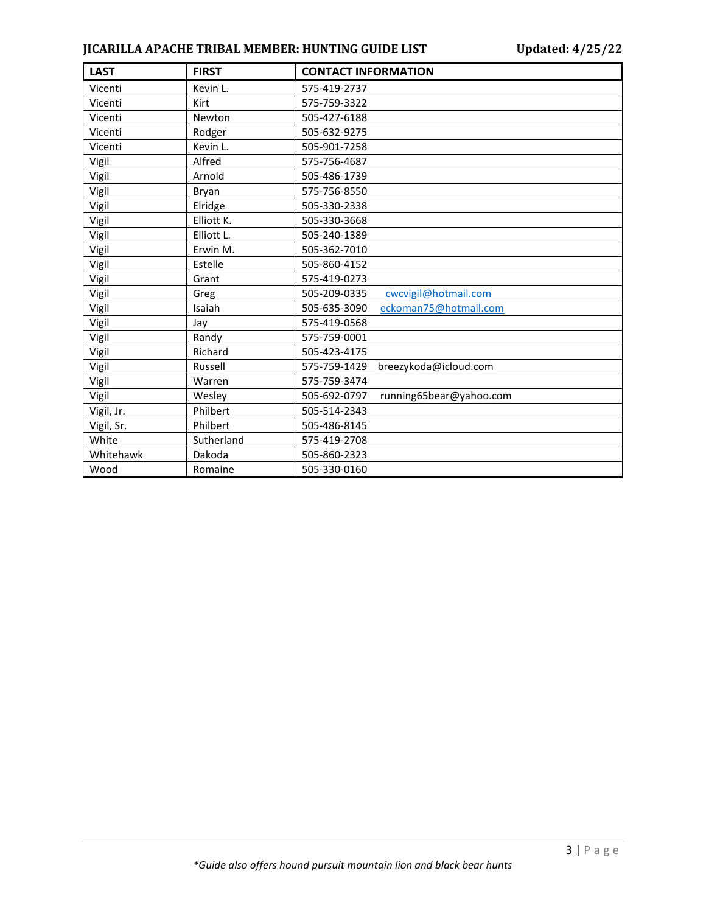# JICARILLA APACHE TRIBAL MEMBER: HUNTING GUIDE LIST

Updated: 4/25/22

| LAST | FIRST | CONTACT INFORMATION |
|---|---|---|
| Vicenti | Kevin L. | 575-419-2737 |
| Vicenti | Kirt | 575-759-3322 |
| Vicenti | Newton | 505-427-6188 |
| Vicenti | Rodger | 505-632-9275 |
| Vicenti | Kevin L. | 505-901-7258 |
| Vigil | Alfred | 575-756-4687 |
| Vigil | Arnold | 505-486-1739 |
| Vigil | Bryan | 575-756-8550 |
| Vigil | Elridge | 505-330-2338 |
| Vigil | Elliott K. | 505-330-3668 |
| Vigil | Elliott L. | 505-240-1389 |
| Vigil | Erwin M. | 505-362-7010 |
| Vigil | Estelle | 505-860-4152 |
| Vigil | Grant | 575-419-0273 |
| Vigil | Greg | 505-209-0335 cwcvigil@hotmail.com |
| Vigil | Isaiah | 505-635-3090 eckoman75@hotmail.com |
| Vigil | Jay | 575-419-0568 |
| Vigil | Randy | 575-759-0001 |
| Vigil | Richard | 505-423-4175 |
| Vigil | Russell | 575-759-1429 breezykoda@icloud.com |
| Vigil | Warren | 575-759-3474 |
| Vigil | Wesley | 505-692-0797 running65bear@yahoo.com |
| Vigil, Jr. | Philbert | 505-514-2343 |
| Vigil, Sr. | Philbert | 505-486-8145 |
| White | Sutherland | 575-419-2708 |
| Whitehawk | Dakoda | 505-860-2323 |
| Wood | Romaine | 505-330-0160 |

*\*Guide also offers hound pursuit mountain lion and black bear hunts*